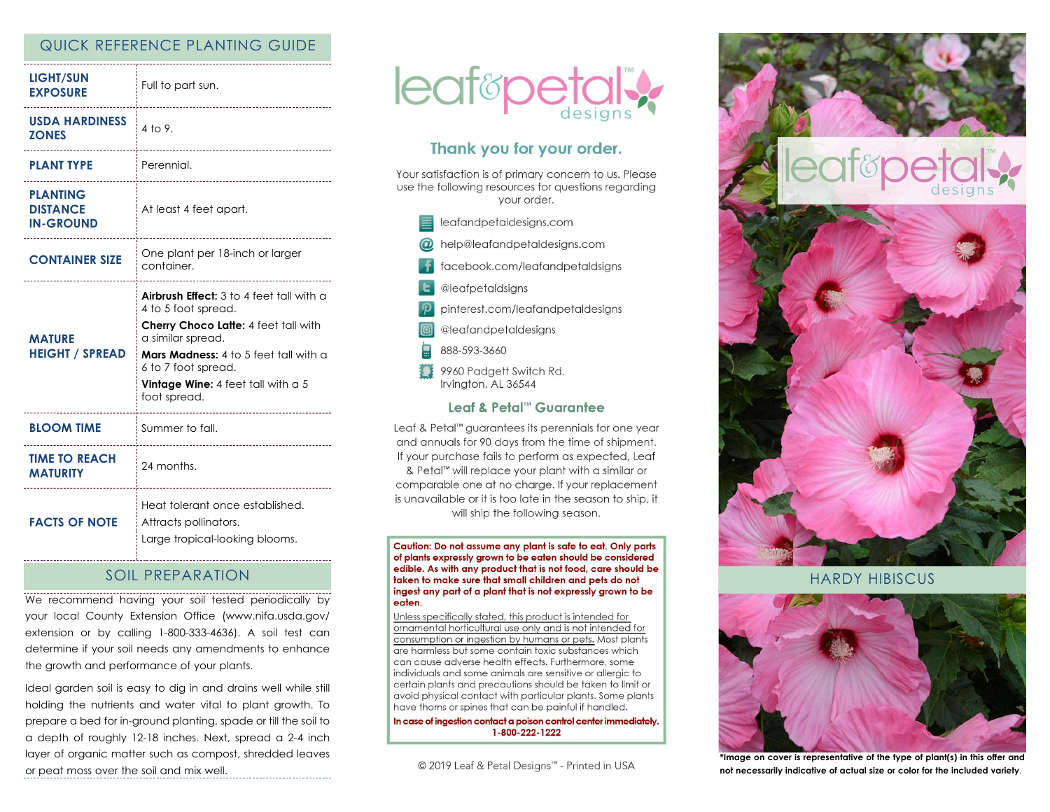## QUICK REFERENCE PLANTING GUIDE

| | |
|---|---|
| **LIGHT/SUN EXPOSURE** | Full to part sun. |
| **USDA HARDINESS ZONES** | 4 to 9. |
| **PLANT TYPE** | Perennial. |
| **PLANTING DISTANCE IN-GROUND** | At least 4 feet apart. |
| **CONTAINER SIZE** | One plant per 18-inch or larger container. |
| **MATURE HEIGHT / SPREAD** | **Airbrush Effect:** 3 to 4 feet tall with a 4 to 5 foot spread.<br>**Cherry Choco Latte:** 4 feet tall with a similar spread.<br>**Mars Madness:** 4 to 5 feet tall with a 6 to 7 foot spread.<br>**Vintage Wine:** 4 feet tall with a 5 foot spread. |
| **BLOOM TIME** | Summer to fall. |
| **TIME TO REACH MATURITY** | 24 months. |
| **FACTS OF NOTE** | Heat tolerant once established.<br>Attracts pollinators.<br>Large tropical-looking blooms. |

## SOIL PREPARATION

We recommend having your soil tested periodically by your local County Extension Office (www.nifa.usda.gov/extension or by calling 1-800-333-4636). A soil test can determine if your soil needs any amendments to enhance the growth and performance of your plants.

Ideal garden soil is easy to dig in and drains well while still holding the nutrients and water vital to plant growth. To prepare a bed for in-ground planting, spade or till the soil to a depth of roughly 12-18 inches. Next, spread a 2-4 inch layer of organic matter such as compost, shredded leaves or peat moss over the soil and mix well.

leaf&petal™ designs

### Thank you for your order.

Your satisfaction is of primary concern to us. Please use the following resources for questions regarding your order.

- leafandpetaldesigns.com
- help@leafandpetaldesigns.com
- facebook.com/leafandpetaldsigns
- @leafpetaldsigns
- pinterest.com/leafandpetaldesigns
- @leafandpetaldesigns
- 888-593-3660
- 9960 Padgett Switch Rd.  
  Irvington, AL 36544

### Leaf & Petal™ Guarantee

Leaf & Petal™ guarantees its perennials for one year and annuals for 90 days from the time of shipment. If your purchase fails to perform as expected, Leaf & Petal™ will replace your plant with a similar or comparable one at no charge. If your replacement is unavailable or it is too late in the season to ship, it will ship the following season.

**Caution: Do not assume any plant is safe to eat. Only parts of plants expressly grown to be eaten should be considered edible. As with any product that is not food, care should be taken to make sure that small children and pets do not ingest any part of a plant that is not expressly grown to be eaten.**

Unless specifically stated, this product is intended for ornamental horticultural use only and is not intended for consumption or ingestion by humans or pets. Most plants are harmless but some contain toxic substances which can cause adverse health effects. Furthermore, some individuals and some animals are sensitive or allergic to certain plants and precautions should be taken to limit or avoid physical contact with particular plants. Some plants have thorns or spines that can be painful if handled.

**In case of ingestion contact a poison control center immediately. 1-800-222-1222**

© 2019 Leaf & Petal Designs™ - Printed in USA

leaf&petal™ designs

## HARDY HIBISCUS

*Image on cover is representative of the type of plant(s) in this offer and not necessarily indicative of actual size or color for the included variety.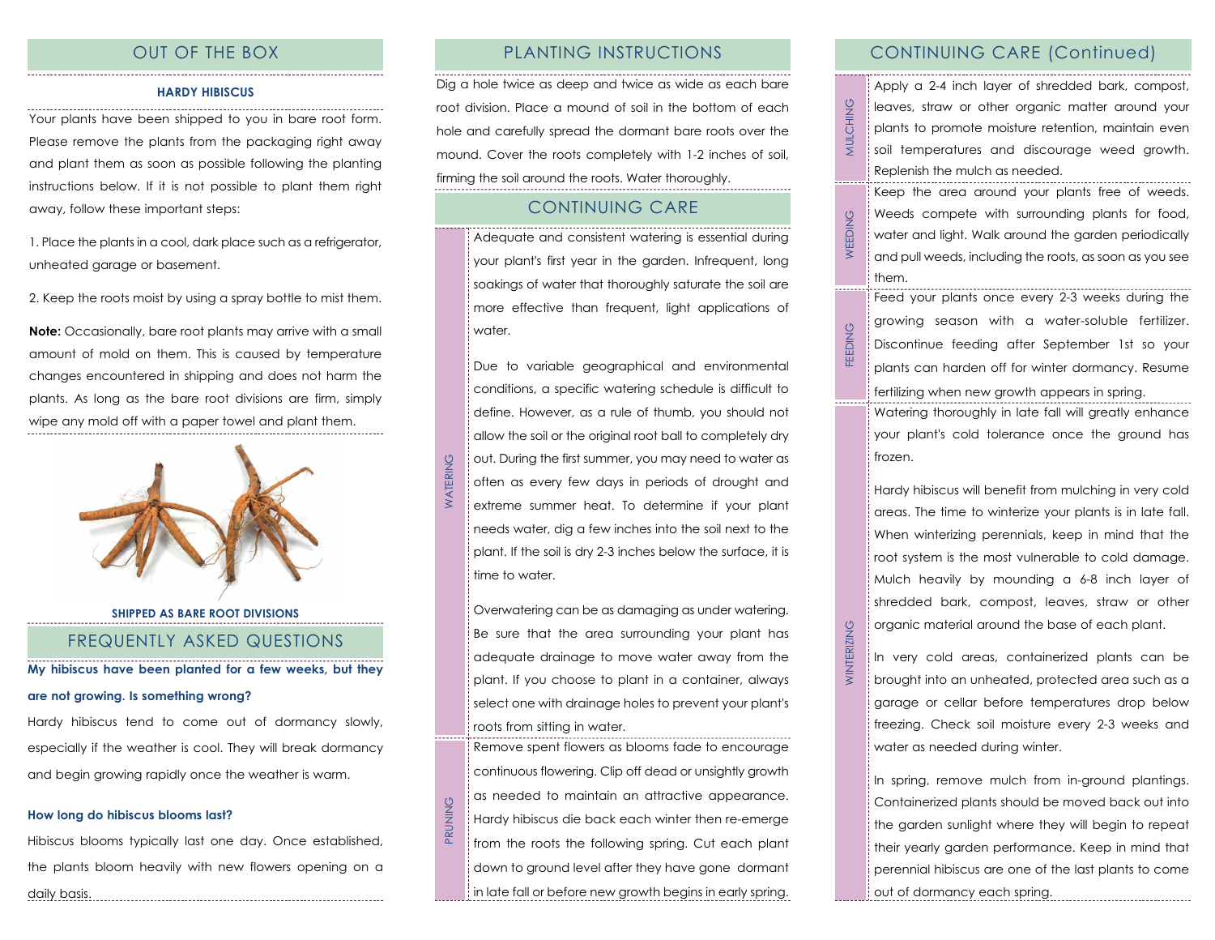## OUT OF THE BOX

**HARDY HIBISCUS**

Your plants have been shipped to you in bare root form. Please remove the plants from the packaging right away and plant them as soon as possible following the planting instructions below. If it is not possible to plant them right away, follow these important steps:

1. Place the plants in a cool, dark place such as a refrigerator, unheated garage or basement.

2. Keep the roots moist by using a spray bottle to mist them.

**Note:** Occasionally, bare root plants may arrive with a small amount of mold on them. This is caused by temperature changes encountered in shipping and does not harm the plants. As long as the bare root divisions are firm, simply wipe any mold off with a paper towel and plant them.

**SHIPPED AS BARE ROOT DIVISIONS**

## FREQUENTLY ASKED QUESTIONS

**My hibiscus have been planted for a few weeks, but they are not growing. Is something wrong?**

Hardy hibiscus tend to come out of dormancy slowly, especially if the weather is cool. They will break dormancy and begin growing rapidly once the weather is warm.

**How long do hibiscus blooms last?**

Hibiscus blooms typically last one day. Once established, the plants bloom heavily with new flowers opening on a daily basis.

## PLANTING INSTRUCTIONS

Dig a hole twice as deep and twice as wide as each bare root division. Place a mound of soil in the bottom of each hole and carefully spread the dormant bare roots over the mound. Cover the roots completely with 1-2 inches of soil, firming the soil around the roots. Water thoroughly.

## CONTINUING CARE

### WATERING

Adequate and consistent watering is essential during your plant's first year in the garden. Infrequent, long soakings of water that thoroughly saturate the soil are more effective than frequent, light applications of water.

Due to variable geographical and environmental conditions, a specific watering schedule is difficult to define. However, as a rule of thumb, you should not allow the soil or the original root ball to completely dry out. During the first summer, you may need to water as often as every few days in periods of drought and extreme summer heat. To determine if your plant needs water, dig a few inches into the soil next to the plant. If the soil is dry 2-3 inches below the surface, it is time to water.

Overwatering can be as damaging as under watering. Be sure that the area surrounding your plant has adequate drainage to move water away from the plant. If you choose to plant in a container, always select one with drainage holes to prevent your plant's roots from sitting in water.

### PRUNING

Remove spent flowers as blooms fade to encourage continuous flowering. Clip off dead or unsightly growth as needed to maintain an attractive appearance. Hardy hibiscus die back each winter then re-emerge from the roots the following spring. Cut each plant down to ground level after they have gone dormant in late fall or before new growth begins in early spring.

## CONTINUING CARE (Continued)

### MULCHING

Apply a 2-4 inch layer of shredded bark, compost, leaves, straw or other organic matter around your plants to promote moisture retention, maintain even soil temperatures and discourage weed growth. Replenish the mulch as needed.

### WEEDING

Keep the area around your plants free of weeds. Weeds compete with surrounding plants for food, water and light. Walk around the garden periodically and pull weeds, including the roots, as soon as you see them.

### FEEDING

Feed your plants once every 2-3 weeks during the growing season with a water-soluble fertilizer. Discontinue feeding after September 1st so your plants can harden off for winter dormancy. Resume fertilizing when new growth appears in spring.

### WINTERIZING

Watering thoroughly in late fall will greatly enhance your plant's cold tolerance once the ground has frozen.

Hardy hibiscus will benefit from mulching in very cold areas. The time to winterize your plants is in late fall. When winterizing perennials, keep in mind that the root system is the most vulnerable to cold damage. Mulch heavily by mounding a 6-8 inch layer of shredded bark, compost, leaves, straw or other organic material around the base of each plant.

In very cold areas, containerized plants can be brought into an unheated, protected area such as a garage or cellar before temperatures drop below freezing. Check soil moisture every 2-3 weeks and water as needed during winter.

In spring, remove mulch from in-ground plantings. Containerized plants should be moved back out into the garden sunlight where they will begin to repeat their yearly garden performance. Keep in mind that perennial hibiscus are one of the last plants to come out of dormancy each spring.